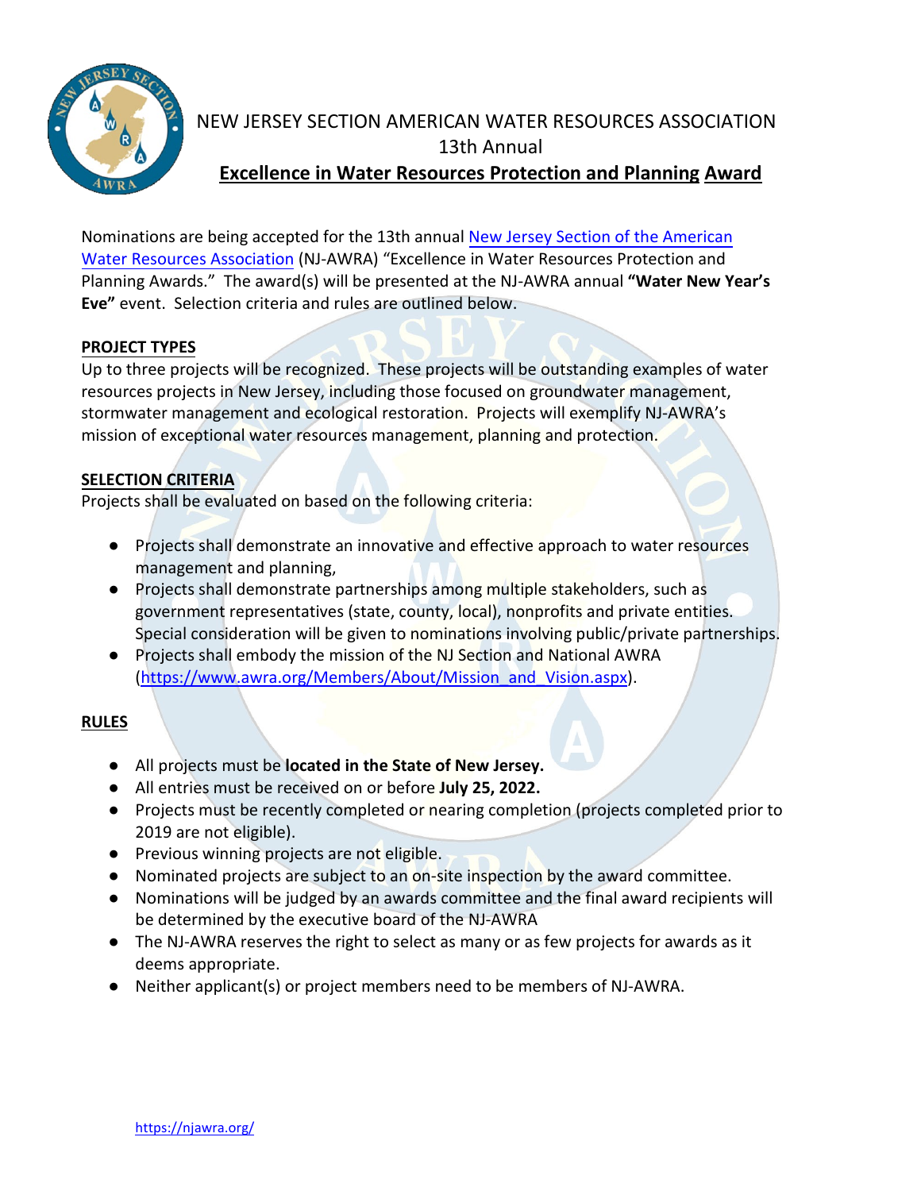# NEW JERSEY SECTION AMERICAN WATER RESOURCES ASSOCIATION

13th Annual

## Excellence in Water Resources Protection and Planning Award

Nominations are being accepted for the 13th annual [New Jersey Section of the American Water Resources Association](https://njawra.org/) (NJ-AWRA) "Excellence in Water Resources Protection and Planning Awards." The award(s) will be presented at the NJ-AWRA annual **"Water New Year's Eve"** event. Selection criteria and rules are outlined below.

### PROJECT TYPES

Up to three projects will be recognized. These projects will be outstanding examples of water resources projects in New Jersey, including those focused on groundwater management, stormwater management and ecological restoration. Projects will exemplify NJ-AWRA's mission of exceptional water resources management, planning and protection.

### SELECTION CRITERIA

Projects shall be evaluated on based on the following criteria:

- Projects shall demonstrate an innovative and effective approach to water resources management and planning,
- Projects shall demonstrate partnerships among multiple stakeholders, such as government representatives (state, county, local), nonprofits and private entities. Special consideration will be given to nominations involving public/private partnerships.
- Projects shall embody the mission of the NJ Section and National AWRA (https://www.awra.org/Members/About/Mission_and_Vision.aspx).

### RULES

- All projects must be **located in the State of New Jersey.**
- All entries must be received on or before **July 25, 2022.**
- Projects must be recently completed or nearing completion (projects completed prior to 2019 are not eligible).
- Previous winning projects are not eligible.
- Nominated projects are subject to an on-site inspection by the award committee.
- Nominations will be judged by an awards committee and the final award recipients will be determined by the executive board of the NJ-AWRA
- The NJ-AWRA reserves the right to select as many or as few projects for awards as it deems appropriate.
- Neither applicant(s) or project members need to be members of NJ-AWRA.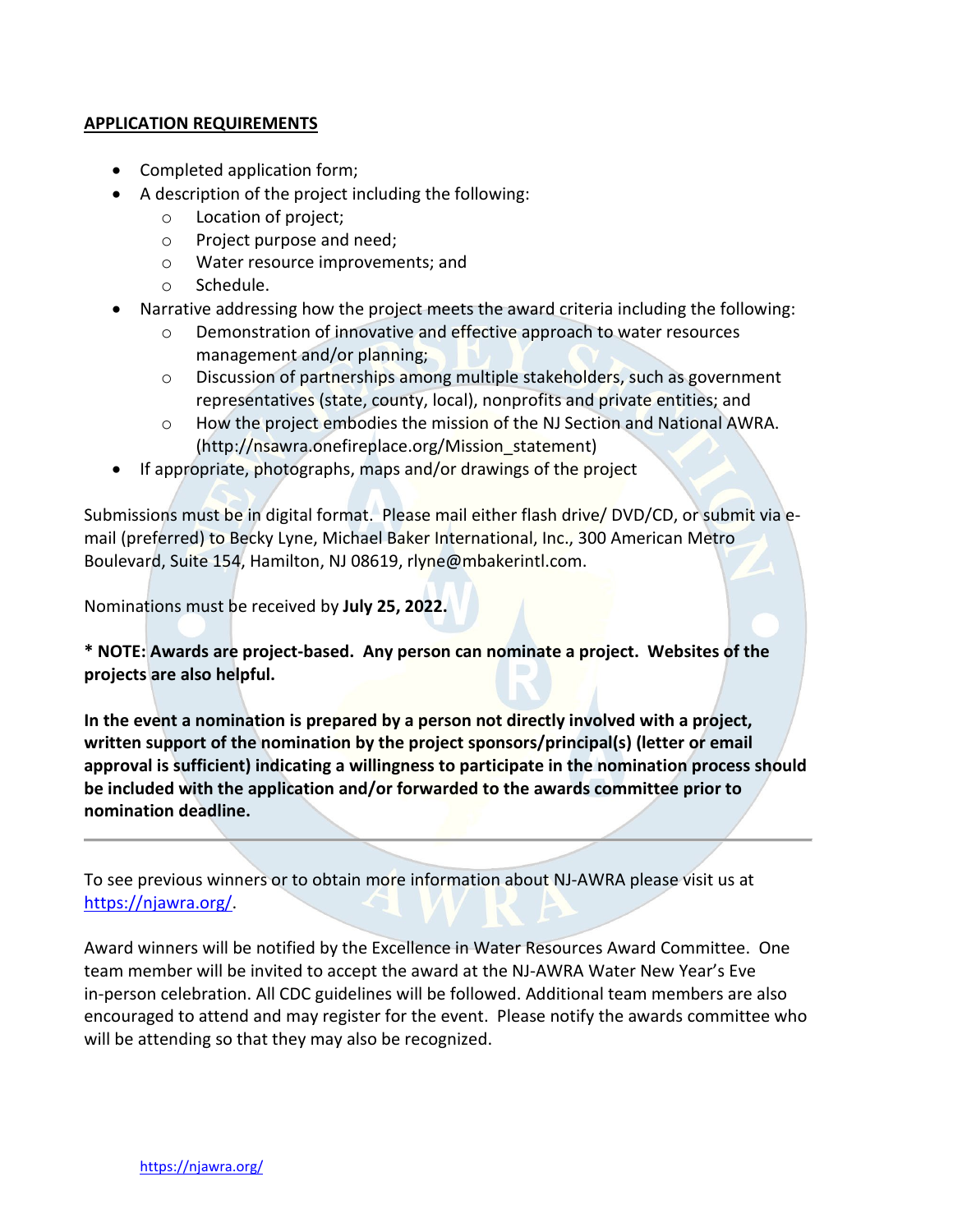**<u>APPLICATION REQUIREMENTS</u>**

- Completed application form;
- A description of the project including the following:
  - Location of project;
  - Project purpose and need;
  - Water resource improvements; and
  - Schedule.
- Narrative addressing how the project meets the award criteria including the following:
  - Demonstration of innovative and effective approach to water resources management and/or planning;
  - Discussion of partnerships among multiple stakeholders, such as government representatives (state, county, local), nonprofits and private entities; and
  - How the project embodies the mission of the NJ Section and National AWRA. (http://nsawra.onefireplace.org/Mission_statement)
- If appropriate, photographs, maps and/or drawings of the project

Submissions must be in digital format. Please mail either flash drive/ DVD/CD, or submit via e-mail (preferred) to Becky Lyne, Michael Baker International, Inc., 300 American Metro Boulevard, Suite 154, Hamilton, NJ 08619, rlyne@mbakerintl.com.

Nominations must be received by **July 25, 2022.**

**\* NOTE: Awards are project-based. Any person can nominate a project. Websites of the projects are also helpful.**

**In the event a nomination is prepared by a person not directly involved with a project, written support of the nomination by the project sponsors/principal(s) (letter or email approval is sufficient) indicating a willingness to participate in the nomination process should be included with the application and/or forwarded to the awards committee prior to nomination deadline.**

---

To see previous winners or to obtain more information about NJ-AWRA please visit us at https://njawra.org/.

Award winners will be notified by the Excellence in Water Resources Award Committee. One team member will be invited to accept the award at the NJ-AWRA Water New Year's Eve in-person celebration. All CDC guidelines will be followed. Additional team members are also encouraged to attend and may register for the event. Please notify the awards committee who will be attending so that they may also be recognized.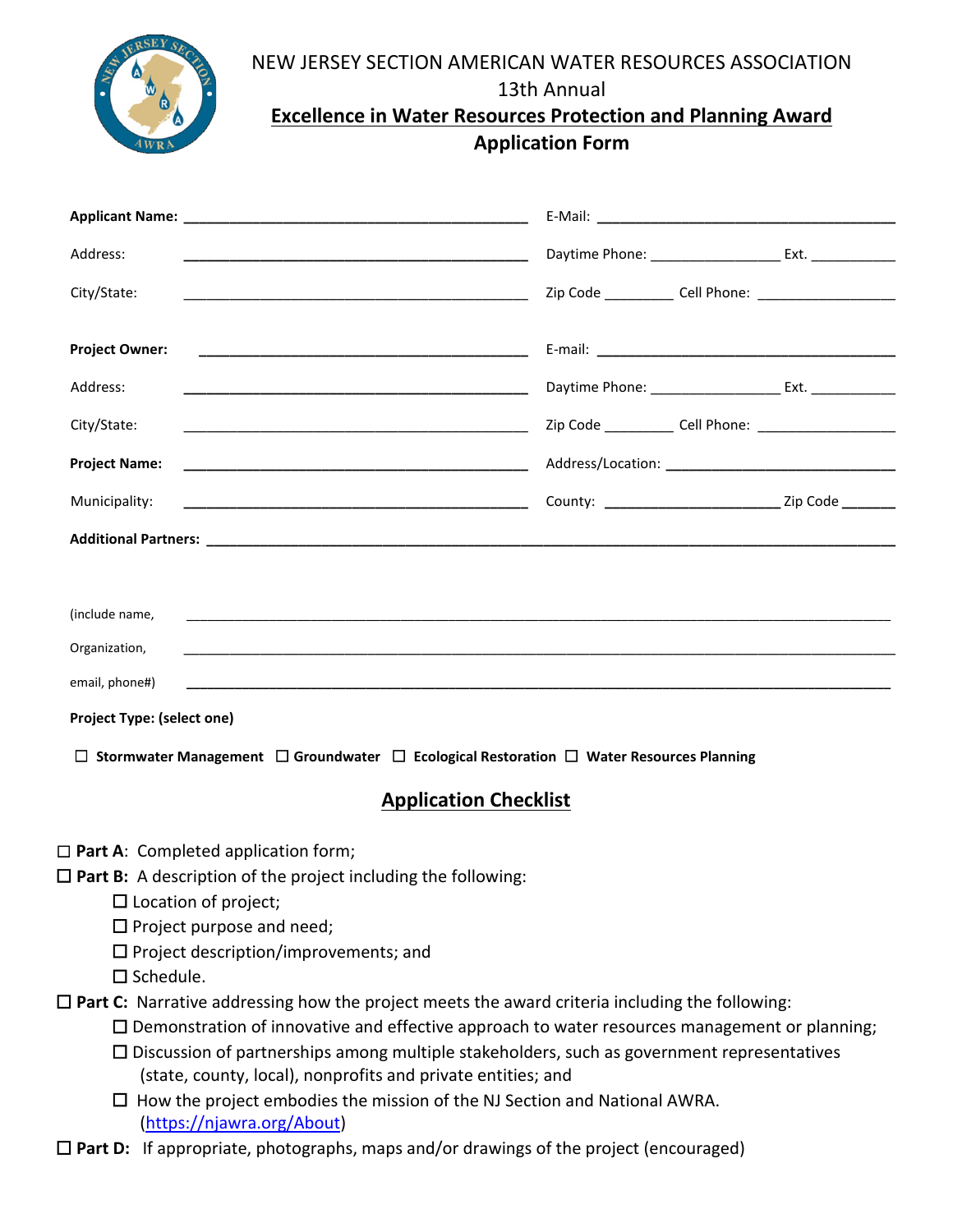NEW JERSEY SECTION AMERICAN WATER RESOURCES ASSOCIATION

13th Annual

# Excellence in Water Resources Protection and Planning Award

## Application Form

**Applicant Name:** ____________________________________________ E-Mail: ________________________________________

Address: ____________________________________________ Daytime Phone: ________________ Ext. ___________

City/State: ____________________________________________ Zip Code _________ Cell Phone: __________________

**Project Owner:** ____________________________________________ E-mail: ________________________________________

Address: ____________________________________________ Daytime Phone: ________________ Ext. ___________

City/State: ____________________________________________ Zip Code _________ Cell Phone: __________________

**Project Name:** ____________________________________________ Address/Location: ______________________________

Municipality: ____________________________________________ County: ______________________ Zip Code _______

**Additional Partners:** ________________________________________________________________________________

(include name, ________________________________________________________________________________

Organization, ________________________________________________________________________________

email, phone#) ________________________________________________________________________________

**Project Type: (select one)**

☐ **Stormwater Management** ☐ **Groundwater** ☐ **Ecological Restoration** ☐ **Water Resources Planning**

## Application Checklist

☐ **Part A**: Completed application form;

☐ **Part B:** A description of the project including the following:

- ☐ Location of project;
- ☐ Project purpose and need;
- ☐ Project description/improvements; and
- ☐ Schedule.

☐ **Part C:** Narrative addressing how the project meets the award criteria including the following:

- ☐ Demonstration of innovative and effective approach to water resources management or planning;
- ☐ Discussion of partnerships among multiple stakeholders, such as government representatives (state, county, local), nonprofits and private entities; and
- ☐ How the project embodies the mission of the NJ Section and National AWRA. (https://njawra.org/About)

☐ **Part D:** If appropriate, photographs, maps and/or drawings of the project (encouraged)